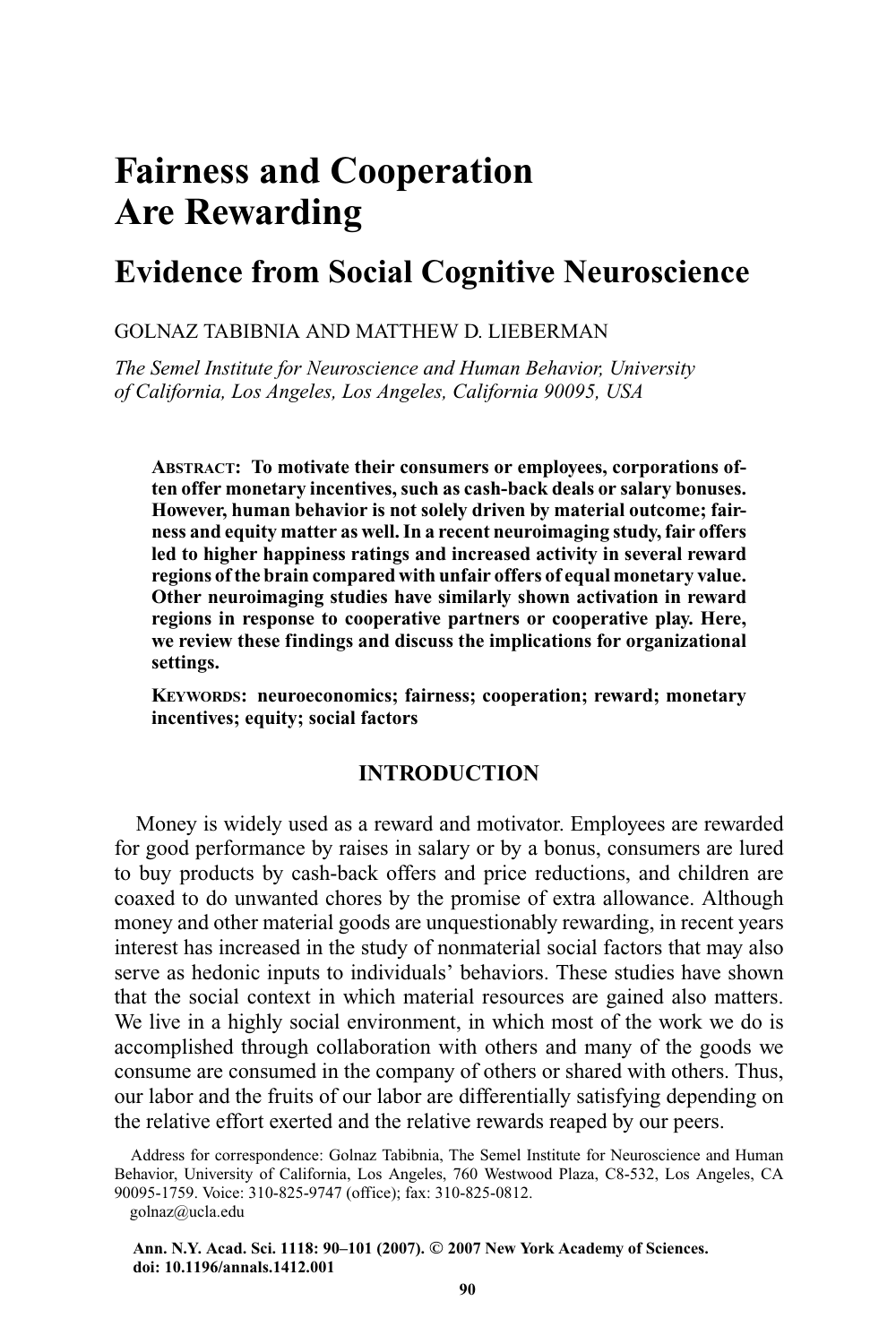# Fairness and Cooperation Are Rewarding

## Evidence from Social Cognitive Neuroscience

GOLNAZ TABIBNIA AND MATTHEW D. LIEBERMAN

*The Semel Institute for Neuroscience and Human Behavior, University of California, Los Angeles, Los Angeles, California 90095, USA*

**ABSTRACT: To motivate their consumers or employees, corporations often offer monetary incentives, such as cash-back deals or salary bonuses. However, human behavior is not solely driven by material outcome; fairness and equity matter as well. In a recent neuroimaging study, fair offers led to higher happiness ratings and increased activity in several reward regions of the brain compared with unfair offers of equal monetary value. Other neuroimaging studies have similarly shown activation in reward regions in response to cooperative partners or cooperative play. Here, we review these findings and discuss the implications for organizational settings.**

**KEYWORDS: neuroeconomics; fairness; cooperation; reward; monetary incentives; equity; social factors**

## INTRODUCTION

Money is widely used as a reward and motivator. Employees are rewarded for good performance by raises in salary or by a bonus, consumers are lured to buy products by cash-back offers and price reductions, and children are coaxed to do unwanted chores by the promise of extra allowance. Although money and other material goods are unquestionably rewarding, in recent years interest has increased in the study of nonmaterial social factors that may also serve as hedonic inputs to individuals' behaviors. These studies have shown that the social context in which material resources are gained also matters. We live in a highly social environment, in which most of the work we do is accomplished through collaboration with others and many of the goods we consume are consumed in the company of others or shared with others. Thus, our labor and the fruits of our labor are differentially satisfying depending on the relative effort exerted and the relative rewards reaped by our peers.

Address for correspondence: Golnaz Tabibnia, The Semel Institute for Neuroscience and Human Behavior, University of California, Los Angeles, 760 Westwood Plaza, C8-532, Los Angeles, CA 90095-1759. Voice: 310-825-9747 (office); fax: 310-825-0812.
golnaz@ucla.edu

Ann. N.Y. Acad. Sci. 1118: 90–101 (2007). © 2007 New York Academy of Sciences.
doi: 10.1196/annals.1412.001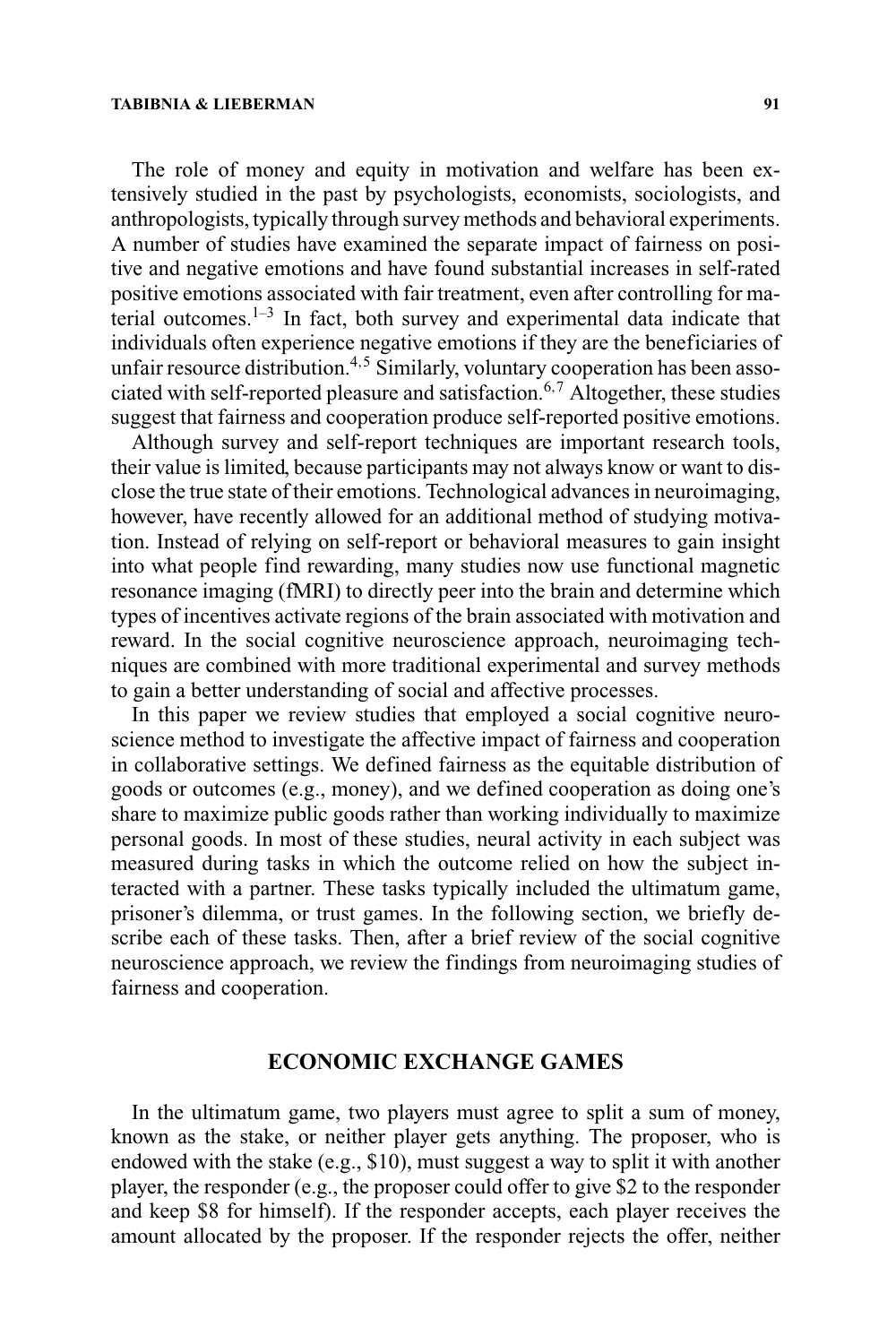The role of money and equity in motivation and welfare has been extensively studied in the past by psychologists, economists, sociologists, and anthropologists, typically through survey methods and behavioral experiments. A number of studies have examined the separate impact of fairness on positive and negative emotions and have found substantial increases in self-rated positive emotions associated with fair treatment, even after controlling for material outcomes.[1–3] In fact, both survey and experimental data indicate that individuals often experience negative emotions if they are the beneficiaries of unfair resource distribution.[4,5] Similarly, voluntary cooperation has been associated with self-reported pleasure and satisfaction.[6,7] Altogether, these studies suggest that fairness and cooperation produce self-reported positive emotions.

Although survey and self-report techniques are important research tools, their value is limited, because participants may not always know or want to disclose the true state of their emotions. Technological advances in neuroimaging, however, have recently allowed for an additional method of studying motivation. Instead of relying on self-report or behavioral measures to gain insight into what people find rewarding, many studies now use functional magnetic resonance imaging (fMRI) to directly peer into the brain and determine which types of incentives activate regions of the brain associated with motivation and reward. In the social cognitive neuroscience approach, neuroimaging techniques are combined with more traditional experimental and survey methods to gain a better understanding of social and affective processes.

In this paper we review studies that employed a social cognitive neuroscience method to investigate the affective impact of fairness and cooperation in collaborative settings. We defined fairness as the equitable distribution of goods or outcomes (e.g., money), and we defined cooperation as doing one's share to maximize public goods rather than working individually to maximize personal goods. In most of these studies, neural activity in each subject was measured during tasks in which the outcome relied on how the subject interacted with a partner. These tasks typically included the ultimatum game, prisoner's dilemma, or trust games. In the following section, we briefly describe each of these tasks. Then, after a brief review of the social cognitive neuroscience approach, we review the findings from neuroimaging studies of fairness and cooperation.

## ECONOMIC EXCHANGE GAMES

In the ultimatum game, two players must agree to split a sum of money, known as the stake, or neither player gets anything. The proposer, who is endowed with the stake (e.g., $10), must suggest a way to split it with another player, the responder (e.g., the proposer could offer to give $2 to the responder and keep $8 for himself). If the responder accepts, each player receives the amount allocated by the proposer. If the responder rejects the offer, neither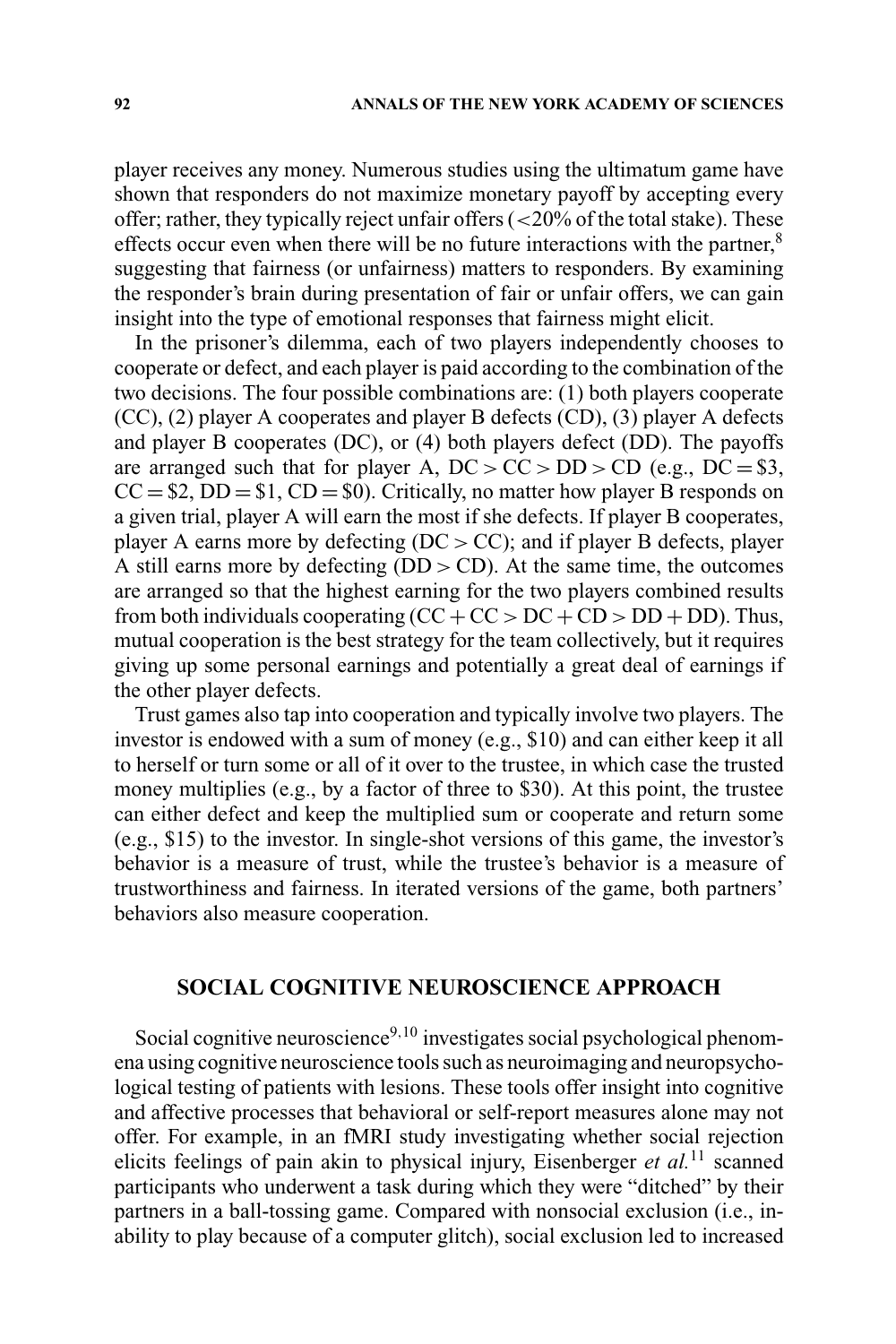player receives any money. Numerous studies using the ultimatum game have shown that responders do not maximize monetary payoff by accepting every offer; rather, they typically reject unfair offers (<20% of the total stake). These effects occur even when there will be no future interactions with the partner,[8] suggesting that fairness (or unfairness) matters to responders. By examining the responder's brain during presentation of fair or unfair offers, we can gain insight into the type of emotional responses that fairness might elicit.

In the prisoner's dilemma, each of two players independently chooses to cooperate or defect, and each player is paid according to the combination of the two decisions. The four possible combinations are: (1) both players cooperate (CC), (2) player A cooperates and player B defects (CD), (3) player A defects and player B cooperates (DC), or (4) both players defect (DD). The payoffs are arranged such that for player A, DC > CC > DD > CD (e.g., DC = \$3, CC = \$2, DD = \$1, CD = \$0). Critically, no matter how player B responds on a given trial, player A will earn the most if she defects. If player B cooperates, player A earns more by defecting (DC > CC); and if player B defects, player A still earns more by defecting (DD > CD). At the same time, the outcomes are arranged so that the highest earning for the two players combined results from both individuals cooperating (CC + CC > DC + CD > DD + DD). Thus, mutual cooperation is the best strategy for the team collectively, but it requires giving up some personal earnings and potentially a great deal of earnings if the other player defects.

Trust games also tap into cooperation and typically involve two players. The investor is endowed with a sum of money (e.g., \$10) and can either keep it all to herself or turn some or all of it over to the trustee, in which case the trusted money multiplies (e.g., by a factor of three to \$30). At this point, the trustee can either defect and keep the multiplied sum or cooperate and return some (e.g., \$15) to the investor. In single-shot versions of this game, the investor's behavior is a measure of trust, while the trustee's behavior is a measure of trustworthiness and fairness. In iterated versions of the game, both partners' behaviors also measure cooperation.

## SOCIAL COGNITIVE NEUROSCIENCE APPROACH

Social cognitive neuroscience[9,10] investigates social psychological phenomena using cognitive neuroscience tools such as neuroimaging and neuropsychological testing of patients with lesions. These tools offer insight into cognitive and affective processes that behavioral or self-report measures alone may not offer. For example, in an fMRI study investigating whether social rejection elicits feelings of pain akin to physical injury, Eisenberger *et al.*[11] scanned participants who underwent a task during which they were "ditched" by their partners in a ball-tossing game. Compared with nonsocial exclusion (i.e., inability to play because of a computer glitch), social exclusion led to increased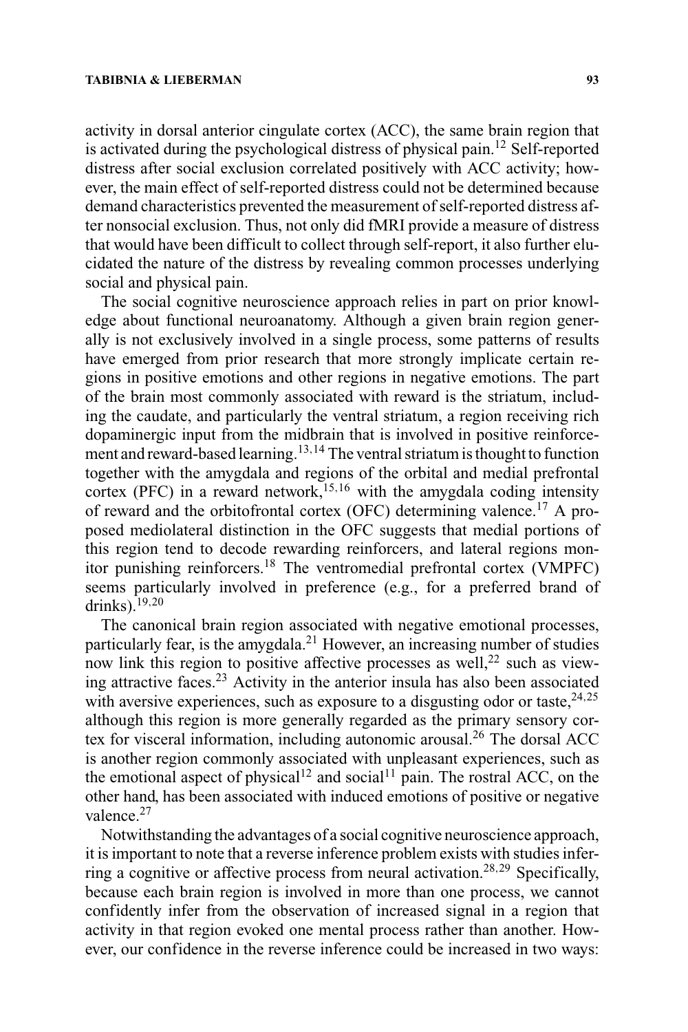activity in dorsal anterior cingulate cortex (ACC), the same brain region that is activated during the psychological distress of physical pain.[12] Self-reported distress after social exclusion correlated positively with ACC activity; however, the main effect of self-reported distress could not be determined because demand characteristics prevented the measurement of self-reported distress after nonsocial exclusion. Thus, not only did fMRI provide a measure of distress that would have been difficult to collect through self-report, it also further elucidated the nature of the distress by revealing common processes underlying social and physical pain.

The social cognitive neuroscience approach relies in part on prior knowledge about functional neuroanatomy. Although a given brain region generally is not exclusively involved in a single process, some patterns of results have emerged from prior research that more strongly implicate certain regions in positive emotions and other regions in negative emotions. The part of the brain most commonly associated with reward is the striatum, including the caudate, and particularly the ventral striatum, a region receiving rich dopaminergic input from the midbrain that is involved in positive reinforcement and reward-based learning.[13,14] The ventral striatum is thought to function together with the amygdala and regions of the orbital and medial prefrontal cortex (PFC) in a reward network,[15,16] with the amygdala coding intensity of reward and the orbitofrontal cortex (OFC) determining valence.[17] A proposed mediolateral distinction in the OFC suggests that medial portions of this region tend to decode rewarding reinforcers, and lateral regions monitor punishing reinforcers.[18] The ventromedial prefrontal cortex (VMPFC) seems particularly involved in preference (e.g., for a preferred brand of drinks).[19,20]

The canonical brain region associated with negative emotional processes, particularly fear, is the amygdala.[21] However, an increasing number of studies now link this region to positive affective processes as well,[22] such as viewing attractive faces.[23] Activity in the anterior insula has also been associated with aversive experiences, such as exposure to a disgusting odor or taste,[24,25] although this region is more generally regarded as the primary sensory cortex for visceral information, including autonomic arousal.[26] The dorsal ACC is another region commonly associated with unpleasant experiences, such as the emotional aspect of physical[12] and social[11] pain. The rostral ACC, on the other hand, has been associated with induced emotions of positive or negative valence.[27]

Notwithstanding the advantages of a social cognitive neuroscience approach, it is important to note that a reverse inference problem exists with studies inferring a cognitive or affective process from neural activation.[28,29] Specifically, because each brain region is involved in more than one process, we cannot confidently infer from the observation of increased signal in a region that activity in that region evoked one mental process rather than another. However, our confidence in the reverse inference could be increased in two ways: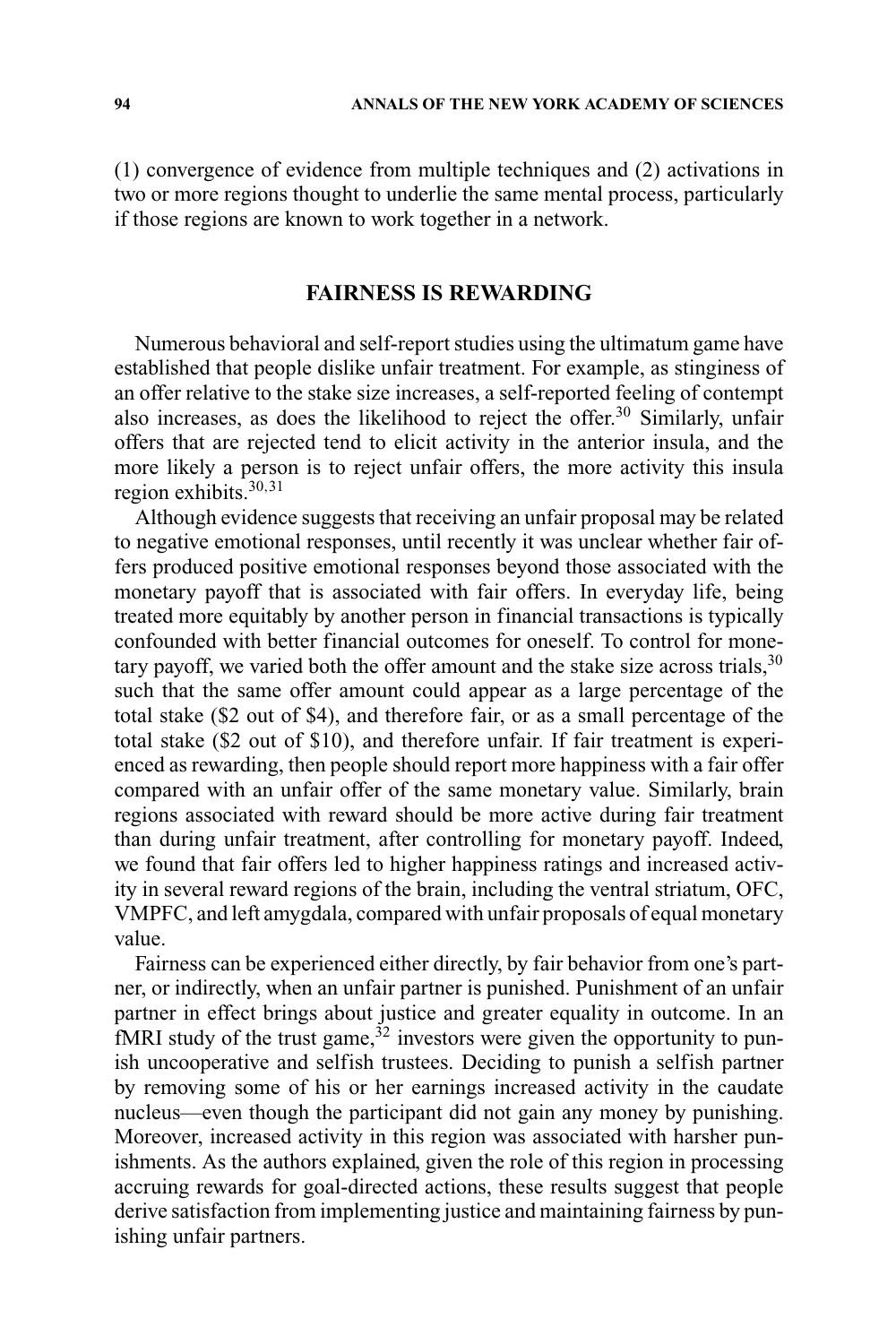(1) convergence of evidence from multiple techniques and (2) activations in two or more regions thought to underlie the same mental process, particularly if those regions are known to work together in a network.

## FAIRNESS IS REWARDING

Numerous behavioral and self-report studies using the ultimatum game have established that people dislike unfair treatment. For example, as stinginess of an offer relative to the stake size increases, a self-reported feeling of contempt also increases, as does the likelihood to reject the offer.[30] Similarly, unfair offers that are rejected tend to elicit activity in the anterior insula, and the more likely a person is to reject unfair offers, the more activity this insula region exhibits.[30,31]

Although evidence suggests that receiving an unfair proposal may be related to negative emotional responses, until recently it was unclear whether fair offers produced positive emotional responses beyond those associated with the monetary payoff that is associated with fair offers. In everyday life, being treated more equitably by another person in financial transactions is typically confounded with better financial outcomes for oneself. To control for monetary payoff, we varied both the offer amount and the stake size across trials,[30] such that the same offer amount could appear as a large percentage of the total stake ($2 out of $4), and therefore fair, or as a small percentage of the total stake ($2 out of $10), and therefore unfair. If fair treatment is experienced as rewarding, then people should report more happiness with a fair offer compared with an unfair offer of the same monetary value. Similarly, brain regions associated with reward should be more active during fair treatment than during unfair treatment, after controlling for monetary payoff. Indeed, we found that fair offers led to higher happiness ratings and increased activity in several reward regions of the brain, including the ventral striatum, OFC, VMPFC, and left amygdala, compared with unfair proposals of equal monetary value.

Fairness can be experienced either directly, by fair behavior from one's partner, or indirectly, when an unfair partner is punished. Punishment of an unfair partner in effect brings about justice and greater equality in outcome. In an fMRI study of the trust game,[32] investors were given the opportunity to punish uncooperative and selfish trustees. Deciding to punish a selfish partner by removing some of his or her earnings increased activity in the caudate nucleus—even though the participant did not gain any money by punishing. Moreover, increased activity in this region was associated with harsher punishments. As the authors explained, given the role of this region in processing accruing rewards for goal-directed actions, these results suggest that people derive satisfaction from implementing justice and maintaining fairness by punishing unfair partners.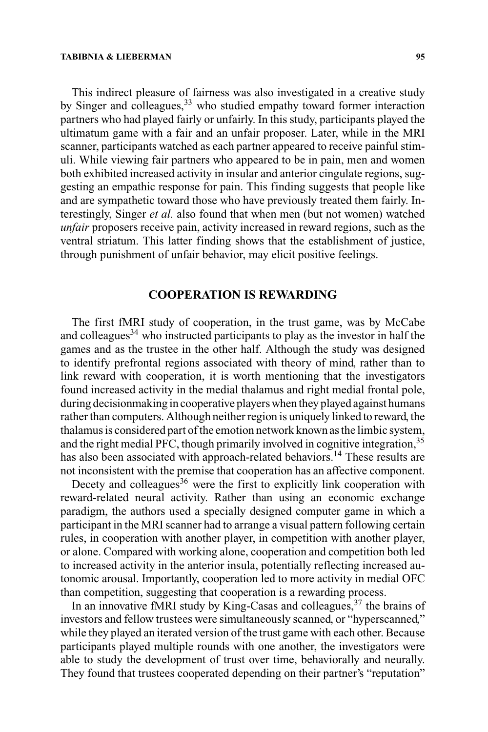This indirect pleasure of fairness was also investigated in a creative study by Singer and colleagues,[33] who studied empathy toward former interaction partners who had played fairly or unfairly. In this study, participants played the ultimatum game with a fair and an unfair proposer. Later, while in the MRI scanner, participants watched as each partner appeared to receive painful stimuli. While viewing fair partners who appeared to be in pain, men and women both exhibited increased activity in insular and anterior cingulate regions, suggesting an empathic response for pain. This finding suggests that people like and are sympathetic toward those who have previously treated them fairly. Interestingly, Singer *et al.* also found that when men (but not women) watched *unfair* proposers receive pain, activity increased in reward regions, such as the ventral striatum. This latter finding shows that the establishment of justice, through punishment of unfair behavior, may elicit positive feelings.

## COOPERATION IS REWARDING

The first fMRI study of cooperation, in the trust game, was by McCabe and colleagues[34] who instructed participants to play as the investor in half the games and as the trustee in the other half. Although the study was designed to identify prefrontal regions associated with theory of mind, rather than to link reward with cooperation, it is worth mentioning that the investigators found increased activity in the medial thalamus and right medial frontal pole, during decisionmaking in cooperative players when they played against humans rather than computers. Although neither region is uniquely linked to reward, the thalamus is considered part of the emotion network known as the limbic system, and the right medial PFC, though primarily involved in cognitive integration,[35] has also been associated with approach-related behaviors.[14] These results are not inconsistent with the premise that cooperation has an affective component.

Decety and colleagues[36] were the first to explicitly link cooperation with reward-related neural activity. Rather than using an economic exchange paradigm, the authors used a specially designed computer game in which a participant in the MRI scanner had to arrange a visual pattern following certain rules, in cooperation with another player, in competition with another player, or alone. Compared with working alone, cooperation and competition both led to increased activity in the anterior insula, potentially reflecting increased autonomic arousal. Importantly, cooperation led to more activity in medial OFC than competition, suggesting that cooperation is a rewarding process.

In an innovative fMRI study by King-Casas and colleagues,[37] the brains of investors and fellow trustees were simultaneously scanned, or "hyperscanned," while they played an iterated version of the trust game with each other. Because participants played multiple rounds with one another, the investigators were able to study the development of trust over time, behaviorally and neurally. They found that trustees cooperated depending on their partner's "reputation"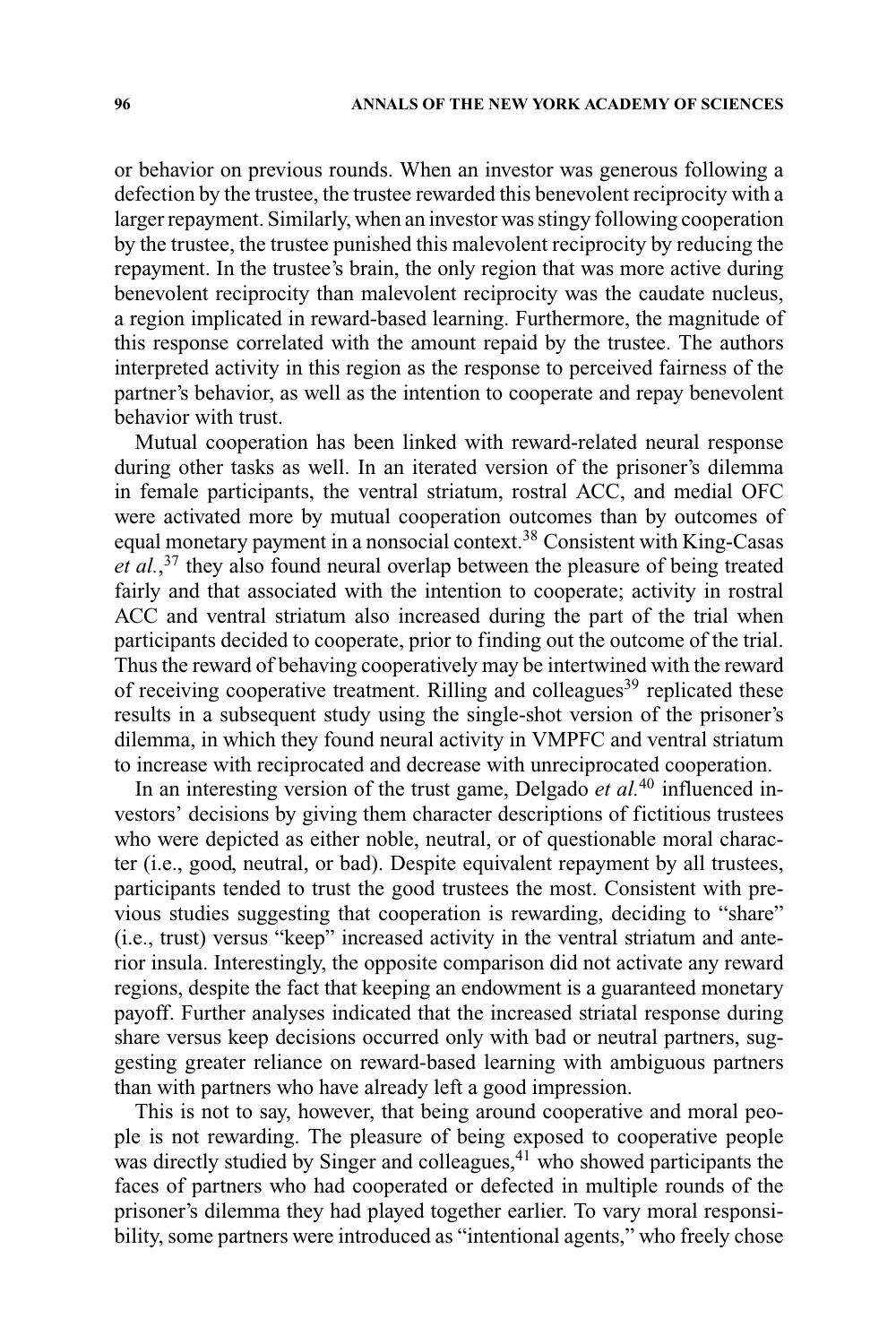or behavior on previous rounds. When an investor was generous following a defection by the trustee, the trustee rewarded this benevolent reciprocity with a larger repayment. Similarly, when an investor was stingy following cooperation by the trustee, the trustee punished this malevolent reciprocity by reducing the repayment. In the trustee's brain, the only region that was more active during benevolent reciprocity than malevolent reciprocity was the caudate nucleus, a region implicated in reward-based learning. Furthermore, the magnitude of this response correlated with the amount repaid by the trustee. The authors interpreted activity in this region as the response to perceived fairness of the partner's behavior, as well as the intention to cooperate and repay benevolent behavior with trust.

Mutual cooperation has been linked with reward-related neural response during other tasks as well. In an iterated version of the prisoner's dilemma in female participants, the ventral striatum, rostral ACC, and medial OFC were activated more by mutual cooperation outcomes than by outcomes of equal monetary payment in a nonsocial context.[38] Consistent with King-Casas *et al.*,[37] they also found neural overlap between the pleasure of being treated fairly and that associated with the intention to cooperate; activity in rostral ACC and ventral striatum also increased during the part of the trial when participants decided to cooperate, prior to finding out the outcome of the trial. Thus the reward of behaving cooperatively may be intertwined with the reward of receiving cooperative treatment. Rilling and colleagues[39] replicated these results in a subsequent study using the single-shot version of the prisoner's dilemma, in which they found neural activity in VMPFC and ventral striatum to increase with reciprocated and decrease with unreciprocated cooperation.

In an interesting version of the trust game, Delgado *et al.*[40] influenced investors' decisions by giving them character descriptions of fictitious trustees who were depicted as either noble, neutral, or of questionable moral character (i.e., good, neutral, or bad). Despite equivalent repayment by all trustees, participants tended to trust the good trustees the most. Consistent with previous studies suggesting that cooperation is rewarding, deciding to "share" (i.e., trust) versus "keep" increased activity in the ventral striatum and anterior insula. Interestingly, the opposite comparison did not activate any reward regions, despite the fact that keeping an endowment is a guaranteed monetary payoff. Further analyses indicated that the increased striatal response during share versus keep decisions occurred only with bad or neutral partners, suggesting greater reliance on reward-based learning with ambiguous partners than with partners who have already left a good impression.

This is not to say, however, that being around cooperative and moral people is not rewarding. The pleasure of being exposed to cooperative people was directly studied by Singer and colleagues,[41] who showed participants the faces of partners who had cooperated or defected in multiple rounds of the prisoner's dilemma they had played together earlier. To vary moral responsibility, some partners were introduced as "intentional agents," who freely chose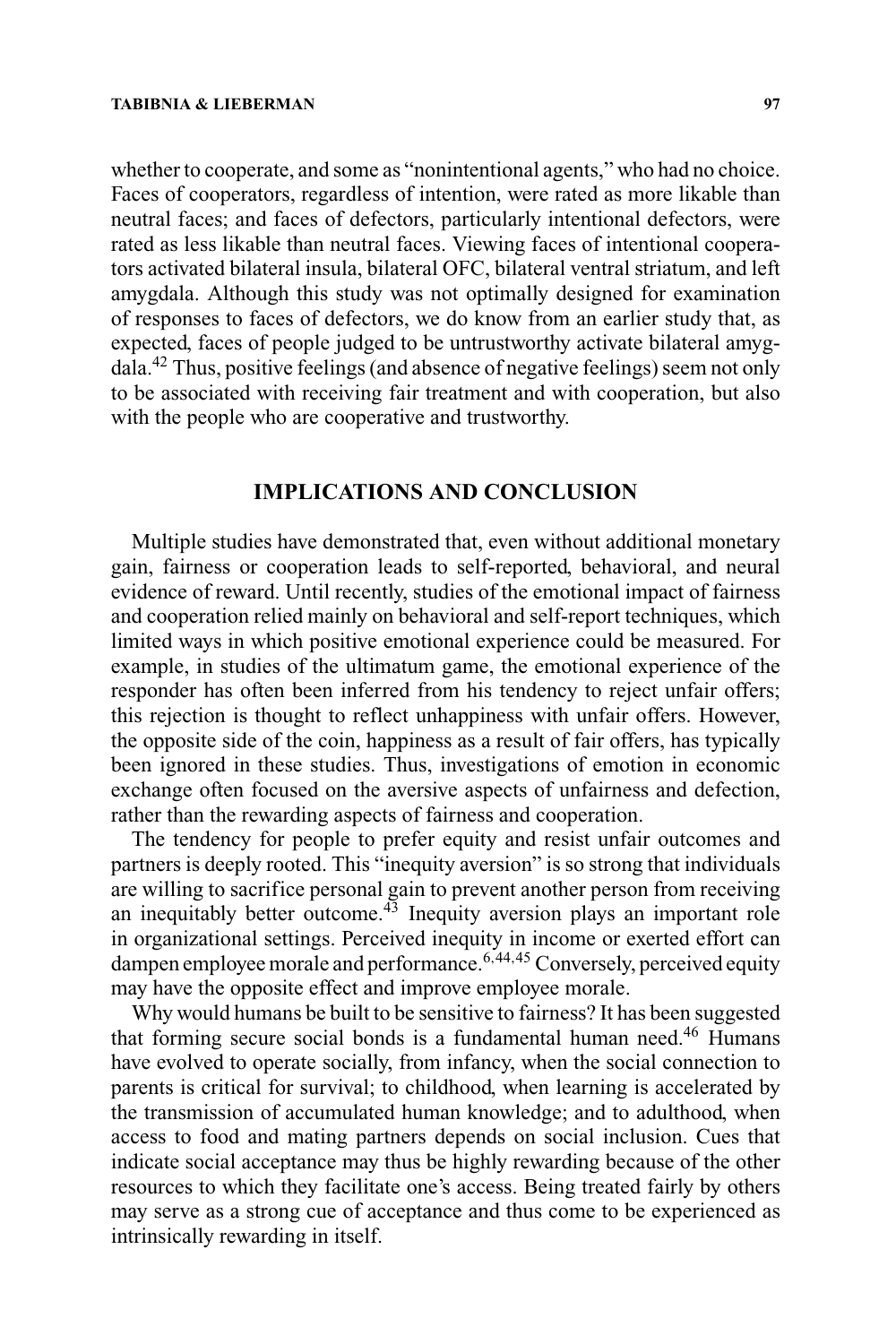whether to cooperate, and some as "nonintentional agents," who had no choice. Faces of cooperators, regardless of intention, were rated as more likable than neutral faces; and faces of defectors, particularly intentional defectors, were rated as less likable than neutral faces. Viewing faces of intentional cooperators activated bilateral insula, bilateral OFC, bilateral ventral striatum, and left amygdala. Although this study was not optimally designed for examination of responses to faces of defectors, we do know from an earlier study that, as expected, faces of people judged to be untrustworthy activate bilateral amygdala.[42] Thus, positive feelings (and absence of negative feelings) seem not only to be associated with receiving fair treatment and with cooperation, but also with the people who are cooperative and trustworthy.

## IMPLICATIONS AND CONCLUSION

Multiple studies have demonstrated that, even without additional monetary gain, fairness or cooperation leads to self-reported, behavioral, and neural evidence of reward. Until recently, studies of the emotional impact of fairness and cooperation relied mainly on behavioral and self-report techniques, which limited ways in which positive emotional experience could be measured. For example, in studies of the ultimatum game, the emotional experience of the responder has often been inferred from his tendency to reject unfair offers; this rejection is thought to reflect unhappiness with unfair offers. However, the opposite side of the coin, happiness as a result of fair offers, has typically been ignored in these studies. Thus, investigations of emotion in economic exchange often focused on the aversive aspects of unfairness and defection, rather than the rewarding aspects of fairness and cooperation.

The tendency for people to prefer equity and resist unfair outcomes and partners is deeply rooted. This "inequity aversion" is so strong that individuals are willing to sacrifice personal gain to prevent another person from receiving an inequitably better outcome.[43] Inequity aversion plays an important role in organizational settings. Perceived inequity in income or exerted effort can dampen employee morale and performance.[6,44,45] Conversely, perceived equity may have the opposite effect and improve employee morale.

Why would humans be built to be sensitive to fairness? It has been suggested that forming secure social bonds is a fundamental human need.[46] Humans have evolved to operate socially, from infancy, when the social connection to parents is critical for survival; to childhood, when learning is accelerated by the transmission of accumulated human knowledge; and to adulthood, when access to food and mating partners depends on social inclusion. Cues that indicate social acceptance may thus be highly rewarding because of the other resources to which they facilitate one's access. Being treated fairly by others may serve as a strong cue of acceptance and thus come to be experienced as intrinsically rewarding in itself.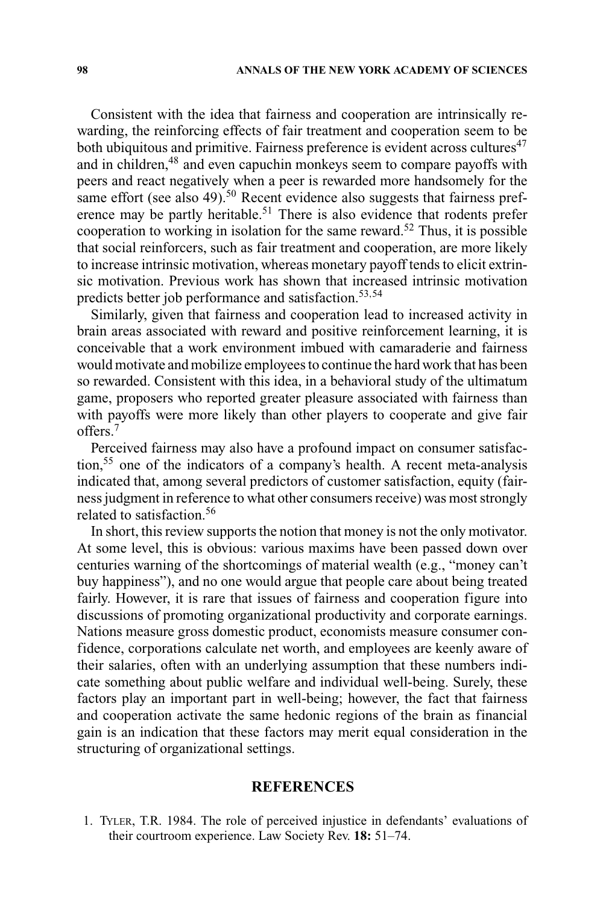Consistent with the idea that fairness and cooperation are intrinsically rewarding, the reinforcing effects of fair treatment and cooperation seem to be both ubiquitous and primitive. Fairness preference is evident across cultures[47] and in children,[48] and even capuchin monkeys seem to compare payoffs with peers and react negatively when a peer is rewarded more handsomely for the same effort (see also 49).[50] Recent evidence also suggests that fairness preference may be partly heritable.[51] There is also evidence that rodents prefer cooperation to working in isolation for the same reward.[52] Thus, it is possible that social reinforcers, such as fair treatment and cooperation, are more likely to increase intrinsic motivation, whereas monetary payoff tends to elicit extrinsic motivation. Previous work has shown that increased intrinsic motivation predicts better job performance and satisfaction.[53,54]

Similarly, given that fairness and cooperation lead to increased activity in brain areas associated with reward and positive reinforcement learning, it is conceivable that a work environment imbued with camaraderie and fairness would motivate and mobilize employees to continue the hard work that has been so rewarded. Consistent with this idea, in a behavioral study of the ultimatum game, proposers who reported greater pleasure associated with fairness than with payoffs were more likely than other players to cooperate and give fair offers.[7]

Perceived fairness may also have a profound impact on consumer satisfaction,[55] one of the indicators of a company's health. A recent meta-analysis indicated that, among several predictors of customer satisfaction, equity (fairness judgment in reference to what other consumers receive) was most strongly related to satisfaction.[56]

In short, this review supports the notion that money is not the only motivator. At some level, this is obvious: various maxims have been passed down over centuries warning of the shortcomings of material wealth (e.g., "money can't buy happiness"), and no one would argue that people care about being treated fairly. However, it is rare that issues of fairness and cooperation figure into discussions of promoting organizational productivity and corporate earnings. Nations measure gross domestic product, economists measure consumer confidence, corporations calculate net worth, and employees are keenly aware of their salaries, often with an underlying assumption that these numbers indicate something about public welfare and individual well-being. Surely, these factors play an important part in well-being; however, the fact that fairness and cooperation activate the same hedonic regions of the brain as financial gain is an indication that these factors may merit equal consideration in the structuring of organizational settings.

## REFERENCES

1. Tyler, T.R. 1984. The role of perceived injustice in defendants' evaluations of their courtroom experience. Law Society Rev. **18:** 51–74.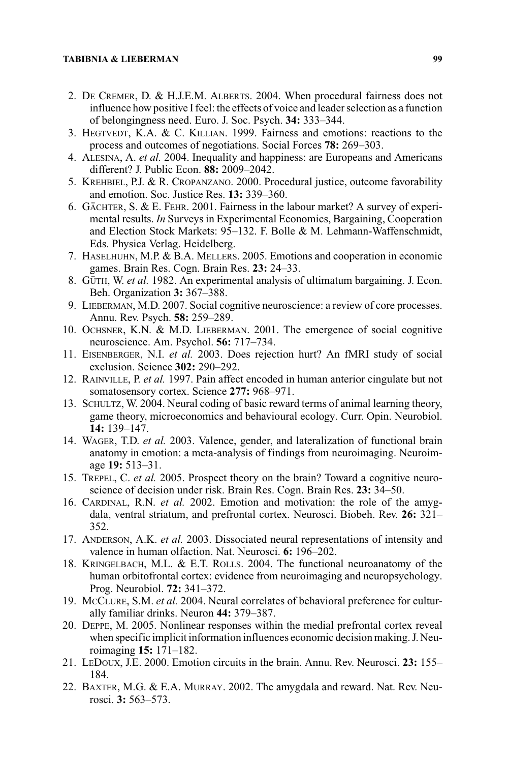2. De Cremer, D. & H.J.E.M. Alberts. 2004. When procedural fairness does not influence how positive I feel: the effects of voice and leader selection as a function of belongingness need. Euro. J. Soc. Psych. **34:** 333–344.
3. Hegtvedt, K.A. & C. Killian. 1999. Fairness and emotions: reactions to the process and outcomes of negotiations. Social Forces **78:** 269–303.
4. Alesina, A. *et al.* 2004. Inequality and happiness: are Europeans and Americans different? J. Public Econ. **88:** 2009–2042.
5. Krehbiel, P.J. & R. Cropanzano. 2000. Procedural justice, outcome favorability and emotion. Soc. Justice Res. **13:** 339–360.
6. Gächter, S. & E. Fehr. 2001. Fairness in the labour market? A survey of experimental results. *In* Surveys in Experimental Economics, Bargaining, Cooperation and Election Stock Markets: 95–132. F. Bolle & M. Lehmann-Waffenschmidt, Eds. Physica Verlag. Heidelberg.
7. Haselhuhn, M.P. & B.A. Mellers. 2005. Emotions and cooperation in economic games. Brain Res. Cogn. Brain Res. **23:** 24–33.
8. Güth, W. *et al.* 1982. An experimental analysis of ultimatum bargaining. J. Econ. Beh. Organization **3:** 367–388.
9. Lieberman, M.D. 2007. Social cognitive neuroscience: a review of core processes. Annu. Rev. Psych. **58:** 259–289.
10. Ochsner, K.N. & M.D. Lieberman. 2001. The emergence of social cognitive neuroscience. Am. Psychol. **56:** 717–734.
11. Eisenberger, N.I. *et al.* 2003. Does rejection hurt? An fMRI study of social exclusion. Science **302:** 290–292.
12. Rainville, P. *et al.* 1997. Pain affect encoded in human anterior cingulate but not somatosensory cortex. Science **277:** 968–971.
13. Schultz, W. 2004. Neural coding of basic reward terms of animal learning theory, game theory, microeconomics and behavioural ecology. Curr. Opin. Neurobiol. **14:** 139–147.
14. Wager, T.D. *et al.* 2003. Valence, gender, and lateralization of functional brain anatomy in emotion: a meta-analysis of findings from neuroimaging. Neuroimage **19:** 513–31.
15. Trepel, C. *et al.* 2005. Prospect theory on the brain? Toward a cognitive neuroscience of decision under risk. Brain Res. Cogn. Brain Res. **23:** 34–50.
16. Cardinal, R.N. *et al.* 2002. Emotion and motivation: the role of the amygdala, ventral striatum, and prefrontal cortex. Neurosci. Biobeh. Rev. **26:** 321–352.
17. Anderson, A.K. *et al.* 2003. Dissociated neural representations of intensity and valence in human olfaction. Nat. Neurosci. **6:** 196–202.
18. Kringelbach, M.L. & E.T. Rolls. 2004. The functional neuroanatomy of the human orbitofrontal cortex: evidence from neuroimaging and neuropsychology. Prog. Neurobiol. **72:** 341–372.
19. McClure, S.M. *et al.* 2004. Neural correlates of behavioral preference for culturally familiar drinks. Neuron **44:** 379–387.
20. Deppe, M. 2005. Nonlinear responses within the medial prefrontal cortex reveal when specific implicit information influences economic decision making. J. Neuroimaging **15:** 171–182.
21. LeDoux, J.E. 2000. Emotion circuits in the brain. Annu. Rev. Neurosci. **23:** 155–184.
22. Baxter, M.G. & E.A. Murray. 2002. The amygdala and reward. Nat. Rev. Neurosci. **3:** 563–573.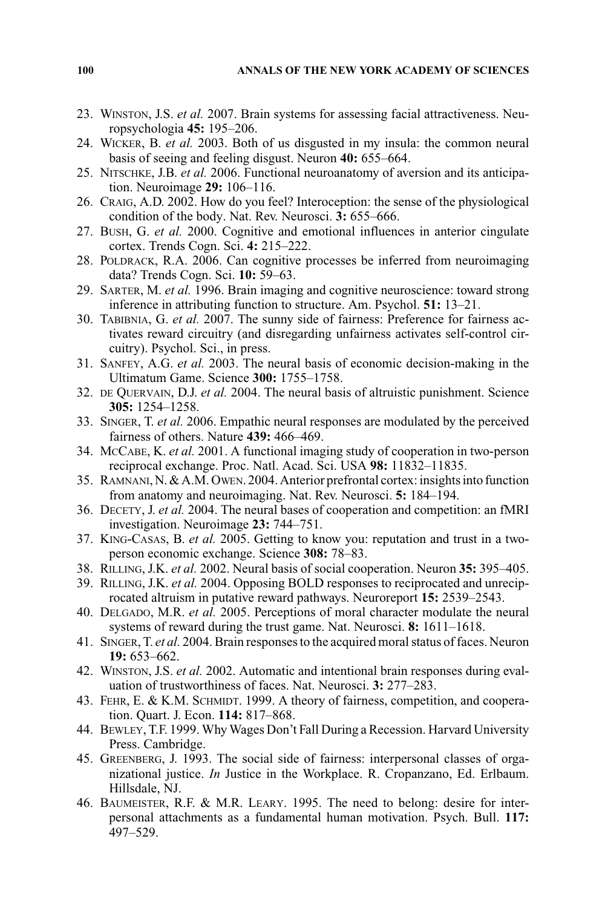23. Winston, J.S. *et al.* 2007. Brain systems for assessing facial attractiveness. Neuropsychologia **45:** 195–206.
24. Wicker, B. *et al.* 2003. Both of us disgusted in my insula: the common neural basis of seeing and feeling disgust. Neuron **40:** 655–664.
25. Nitschke, J.B. *et al.* 2006. Functional neuroanatomy of aversion and its anticipation. Neuroimage **29:** 106–116.
26. Craig, A.D. 2002. How do you feel? Interoception: the sense of the physiological condition of the body. Nat. Rev. Neurosci. **3:** 655–666.
27. Bush, G. *et al.* 2000. Cognitive and emotional influences in anterior cingulate cortex. Trends Cogn. Sci. **4:** 215–222.
28. Poldrack, R.A. 2006. Can cognitive processes be inferred from neuroimaging data? Trends Cogn. Sci. **10:** 59–63.
29. Sarter, M. *et al.* 1996. Brain imaging and cognitive neuroscience: toward strong inference in attributing function to structure. Am. Psychol. **51:** 13–21.
30. Tabibnia, G. *et al.* 2007. The sunny side of fairness: Preference for fairness activates reward circuitry (and disregarding unfairness activates self-control circuitry). Psychol. Sci., in press.
31. Sanfey, A.G. *et al.* 2003. The neural basis of economic decision-making in the Ultimatum Game. Science **300:** 1755–1758.
32. de Quervain, D.J. *et al.* 2004. The neural basis of altruistic punishment. Science **305:** 1254–1258.
33. Singer, T. *et al.* 2006. Empathic neural responses are modulated by the perceived fairness of others. Nature **439:** 466–469.
34. McCabe, K. *et al.* 2001. A functional imaging study of cooperation in two-person reciprocal exchange. Proc. Natl. Acad. Sci. USA **98:** 11832–11835.
35. Ramnani, N. & A.M. Owen. 2004. Anterior prefrontal cortex: insights into function from anatomy and neuroimaging. Nat. Rev. Neurosci. **5:** 184–194.
36. Decety, J. *et al.* 2004. The neural bases of cooperation and competition: an fMRI investigation. Neuroimage **23:** 744–751.
37. King-Casas, B. *et al.* 2005. Getting to know you: reputation and trust in a two-person economic exchange. Science **308:** 78–83.
38. Rilling, J.K. *et al.* 2002. Neural basis of social cooperation. Neuron **35:** 395–405.
39. Rilling, J.K. *et al.* 2004. Opposing BOLD responses to reciprocated and unreciprocated altruism in putative reward pathways. Neuroreport **15:** 2539–2543.
40. Delgado, M.R. *et al.* 2005. Perceptions of moral character modulate the neural systems of reward during the trust game. Nat. Neurosci. **8:** 1611–1618.
41. Singer, T. *et al.* 2004. Brain responses to the acquired moral status of faces. Neuron **19:** 653–662.
42. Winston, J.S. *et al.* 2002. Automatic and intentional brain responses during evaluation of trustworthiness of faces. Nat. Neurosci. **3:** 277–283.
43. Fehr, E. & K.M. Schmidt. 1999. A theory of fairness, competition, and cooperation. Quart. J. Econ. **114:** 817–868.
44. Bewley, T.F. 1999. Why Wages Don't Fall During a Recession. Harvard University Press. Cambridge.
45. Greenberg, J. 1993. The social side of fairness: interpersonal classes of organizational justice. *In* Justice in the Workplace. R. Cropanzano, Ed. Erlbaum. Hillsdale, NJ.
46. Baumeister, R.F. & M.R. Leary. 1995. The need to belong: desire for interpersonal attachments as a fundamental human motivation. Psych. Bull. **117:** 497–529.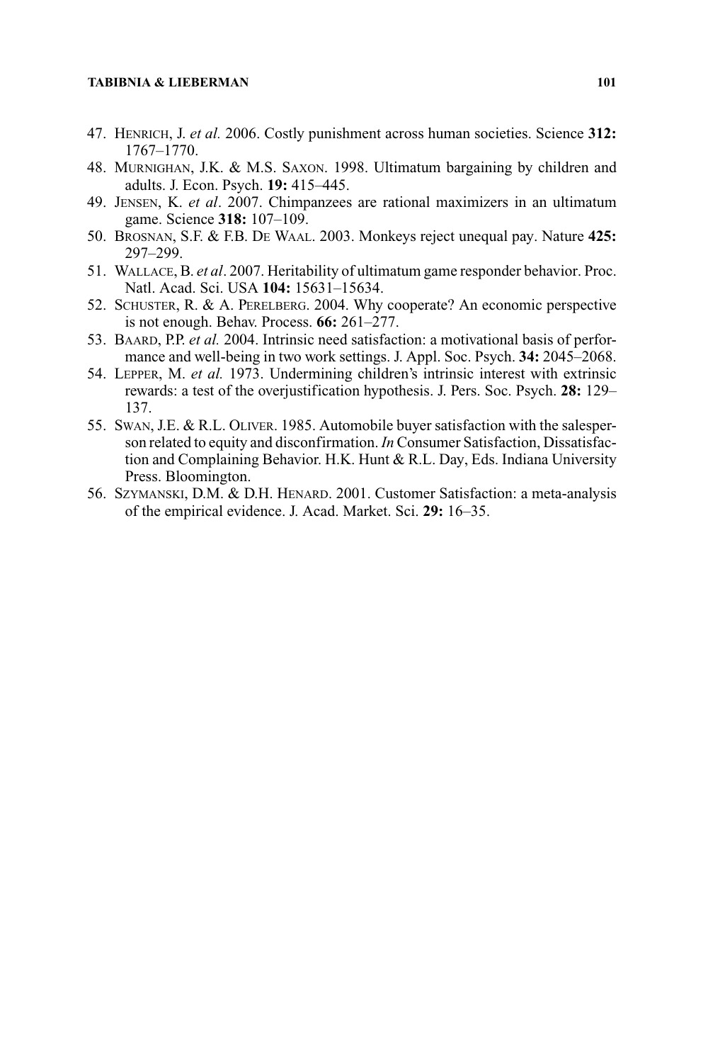47. HENRICH, J. *et al.* 2006. Costly punishment across human societies. Science **312:** 1767–1770.
48. MURNIGHAN, J.K. & M.S. SAXON. 1998. Ultimatum bargaining by children and adults. J. Econ. Psych. **19:** 415–445.
49. JENSEN, K. *et al*. 2007. Chimpanzees are rational maximizers in an ultimatum game. Science **318:** 107–109.
50. BROSNAN, S.F. & F.B. DE WAAL. 2003. Monkeys reject unequal pay. Nature **425:** 297–299.
51. WALLACE, B. *et al*. 2007. Heritability of ultimatum game responder behavior. Proc. Natl. Acad. Sci. USA **104:** 15631–15634.
52. SCHUSTER, R. & A. PERELBERG. 2004. Why cooperate? An economic perspective is not enough. Behav. Process. **66:** 261–277.
53. BAARD, P.P. *et al.* 2004. Intrinsic need satisfaction: a motivational basis of performance and well-being in two work settings. J. Appl. Soc. Psych. **34:** 2045–2068.
54. LEPPER, M. *et al.* 1973. Undermining children's intrinsic interest with extrinsic rewards: a test of the overjustification hypothesis. J. Pers. Soc. Psych. **28:** 129–137.
55. SWAN, J.E. & R.L. OLIVER. 1985. Automobile buyer satisfaction with the salesperson related to equity and disconfirmation. *In* Consumer Satisfaction, Dissatisfaction and Complaining Behavior. H.K. Hunt & R.L. Day, Eds. Indiana University Press. Bloomington.
56. SZYMANSKI, D.M. & D.H. HENARD. 2001. Customer Satisfaction: a meta-analysis of the empirical evidence. J. Acad. Market. Sci. **29:** 16–35.